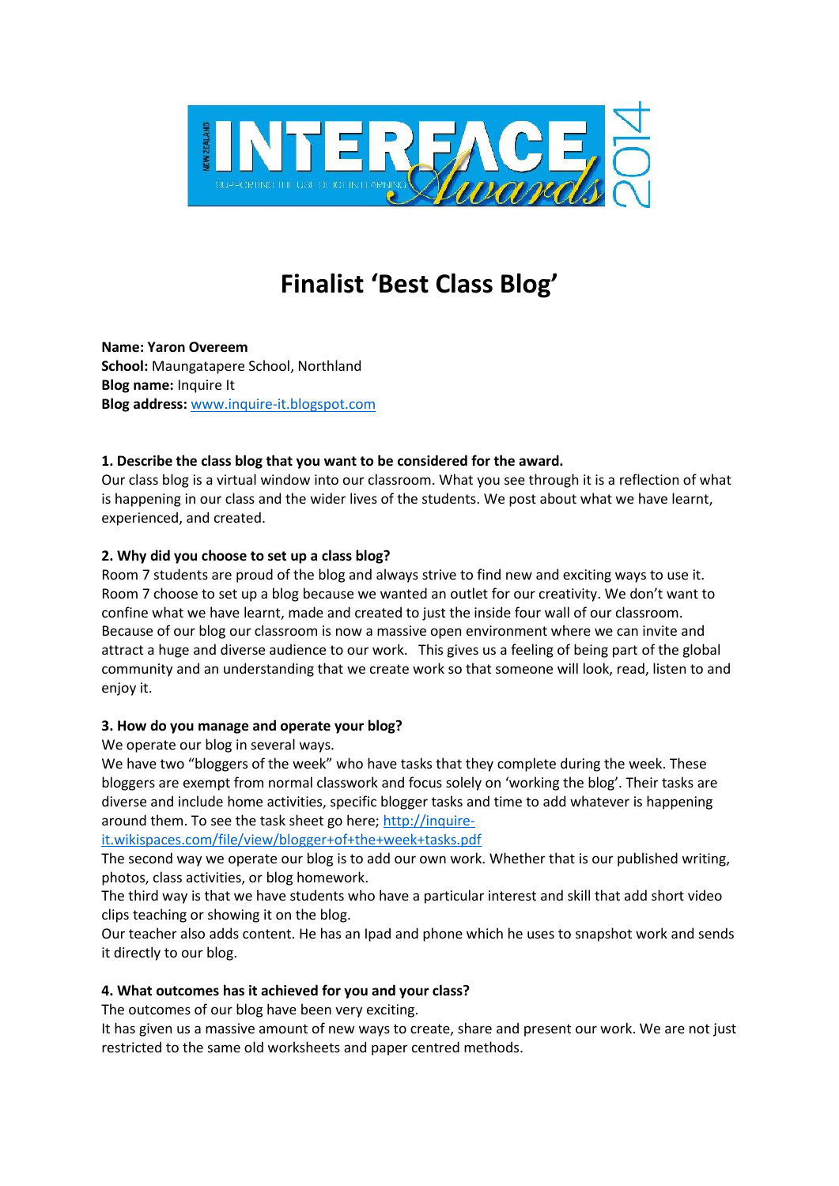# Finalist 'Best Class Blog'

**Name: Yaron Overeem**
**School:** Maungatapere School, Northland
**Blog name:** Inquire It
**Blog address:** www.inquire-it.blogspot.com

**1. Describe the class blog that you want to be considered for the award.**

Our class blog is a virtual window into our classroom. What you see through it is a reflection of what is happening in our class and the wider lives of the students. We post about what we have learnt, experienced, and created.

**2. Why did you choose to set up a class blog?**

Room 7 students are proud of the blog and always strive to find new and exciting ways to use it. Room 7 choose to set up a blog because we wanted an outlet for our creativity. We don't want to confine what we have learnt, made and created to just the inside four wall of our classroom. Because of our blog our classroom is now a massive open environment where we can invite and attract a huge and diverse audience to our work. This gives us a feeling of being part of the global community and an understanding that we create work so that someone will look, read, listen to and enjoy it.

**3. How do you manage and operate your blog?**

We operate our blog in several ways.

We have two "bloggers of the week" who have tasks that they complete during the week. These bloggers are exempt from normal classwork and focus solely on 'working the blog'. Their tasks are diverse and include home activities, specific blogger tasks and time to add whatever is happening around them. To see the task sheet go here; http://inquire-it.wikispaces.com/file/view/blogger+of+the+week+tasks.pdf

The second way we operate our blog is to add our own work. Whether that is our published writing, photos, class activities, or blog homework.

The third way is that we have students who have a particular interest and skill that add short video clips teaching or showing it on the blog.

Our teacher also adds content. He has an Ipad and phone which he uses to snapshot work and sends it directly to our blog.

**4. What outcomes has it achieved for you and your class?**

The outcomes of our blog have been very exciting.

It has given us a massive amount of new ways to create, share and present our work. We are not just restricted to the same old worksheets and paper centred methods.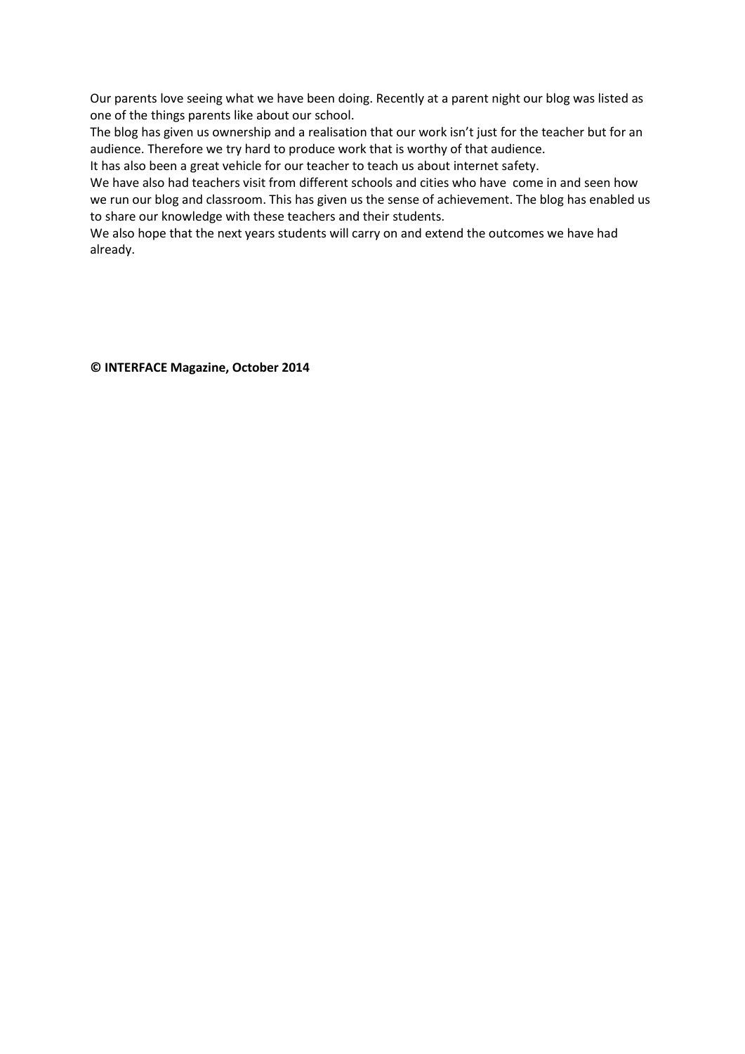Our parents love seeing what we have been doing. Recently at a parent night our blog was listed as one of the things parents like about our school.

The blog has given us ownership and a realisation that our work isn't just for the teacher but for an audience. Therefore we try hard to produce work that is worthy of that audience.

It has also been a great vehicle for our teacher to teach us about internet safety.

We have also had teachers visit from different schools and cities who have come in and seen how we run our blog and classroom. This has given us the sense of achievement. The blog has enabled us to share our knowledge with these teachers and their students.

We also hope that the next years students will carry on and extend the outcomes we have had already.

**© INTERFACE Magazine, October 2014**